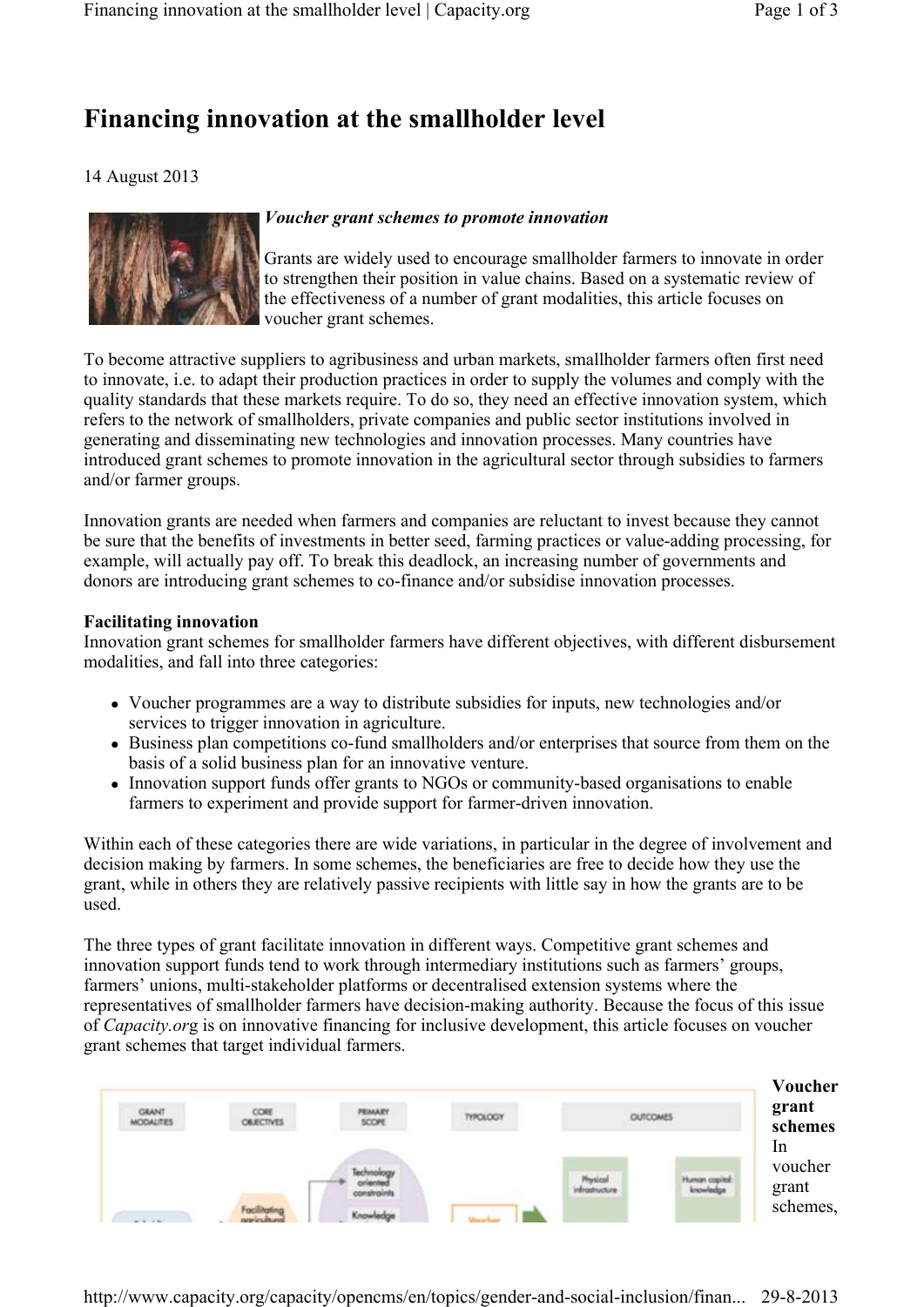# Financing innovation at the smallholder level

14 August 2013

***Voucher grant schemes to promote innovation***

Grants are widely used to encourage smallholder farmers to innovate in order to strengthen their position in value chains. Based on a systematic review of the effectiveness of a number of grant modalities, this article focuses on voucher grant schemes.

To become attractive suppliers to agribusiness and urban markets, smallholder farmers often first need to innovate, i.e. to adapt their production practices in order to supply the volumes and comply with the quality standards that these markets require. To do so, they need an effective innovation system, which refers to the network of smallholders, private companies and public sector institutions involved in generating and disseminating new technologies and innovation processes. Many countries have introduced grant schemes to promote innovation in the agricultural sector through subsidies to farmers and/or farmer groups.

Innovation grants are needed when farmers and companies are reluctant to invest because they cannot be sure that the benefits of investments in better seed, farming practices or value-adding processing, for example, will actually pay off. To break this deadlock, an increasing number of governments and donors are introducing grant schemes to co-finance and/or subsidise innovation processes.

**Facilitating innovation**

Innovation grant schemes for smallholder farmers have different objectives, with different disbursement modalities, and fall into three categories:

- Voucher programmes are a way to distribute subsidies for inputs, new technologies and/or services to trigger innovation in agriculture.
- Business plan competitions co-fund smallholders and/or enterprises that source from them on the basis of a solid business plan for an innovative venture.
- Innovation support funds offer grants to NGOs or community-based organisations to enable farmers to experiment and provide support for farmer-driven innovation.

Within each of these categories there are wide variations, in particular in the degree of involvement and decision making by farmers. In some schemes, the beneficiaries are free to decide how they use the grant, while in others they are relatively passive recipients with little say in how the grants are to be used.

The three types of grant facilitate innovation in different ways. Competitive grant schemes and innovation support funds tend to work through intermediary institutions such as farmers' groups, farmers' unions, multi-stakeholder platforms or decentralised extension systems where the representatives of smallholder farmers have decision-making authority. Because the focus of this issue of *Capacity.org* is on innovative financing for inclusive development, this article focuses on voucher grant schemes that target individual farmers.

GRANT MODALITIES

CORE OBJECTIVES

PRIMARY SCOPE

TYPOLOGY

OUTCOMES

Technology oriented constraints

Knowledge

Facilitating agricultural

Voucher

Physical infrastructure

Human capital: knowledge

**Voucher grant schemes**

In voucher grant schemes,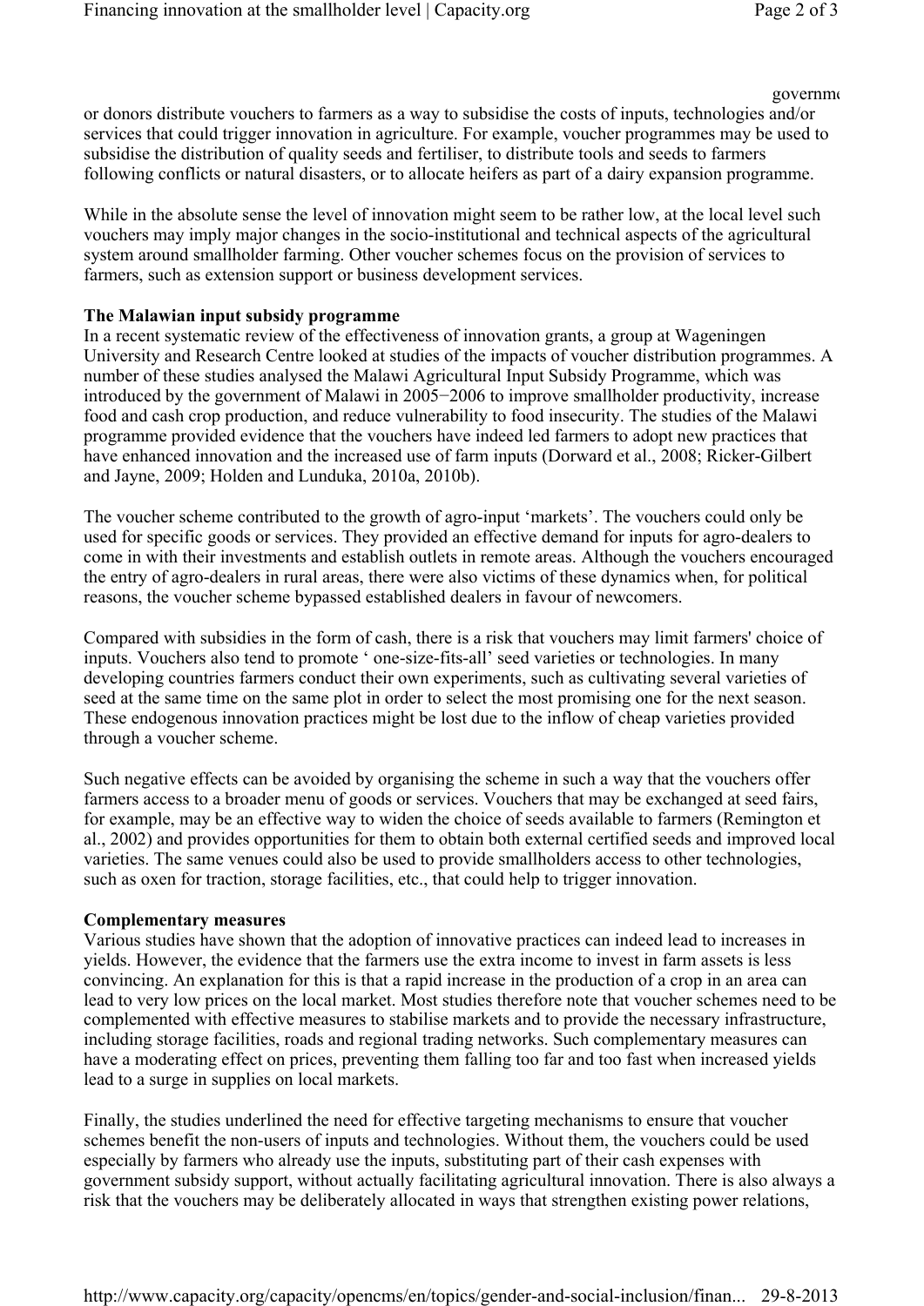governme

or donors distribute vouchers to farmers as a way to subsidise the costs of inputs, technologies and/or services that could trigger innovation in agriculture. For example, voucher programmes may be used to subsidise the distribution of quality seeds and fertiliser, to distribute tools and seeds to farmers following conflicts or natural disasters, or to allocate heifers as part of a dairy expansion programme.

While in the absolute sense the level of innovation might seem to be rather low, at the local level such vouchers may imply major changes in the socio-institutional and technical aspects of the agricultural system around smallholder farming. Other voucher schemes focus on the provision of services to farmers, such as extension support or business development services.

**The Malawian input subsidy programme**

In a recent systematic review of the effectiveness of innovation grants, a group at Wageningen University and Research Centre looked at studies of the impacts of voucher distribution programmes. A number of these studies analysed the Malawi Agricultural Input Subsidy Programme, which was introduced by the government of Malawi in 2005−2006 to improve smallholder productivity, increase food and cash crop production, and reduce vulnerability to food insecurity. The studies of the Malawi programme provided evidence that the vouchers have indeed led farmers to adopt new practices that have enhanced innovation and the increased use of farm inputs (Dorward et al., 2008; Ricker-Gilbert and Jayne, 2009; Holden and Lunduka, 2010a, 2010b).

The voucher scheme contributed to the growth of agro-input 'markets'. The vouchers could only be used for specific goods or services. They provided an effective demand for inputs for agro-dealers to come in with their investments and establish outlets in remote areas. Although the vouchers encouraged the entry of agro-dealers in rural areas, there were also victims of these dynamics when, for political reasons, the voucher scheme bypassed established dealers in favour of newcomers.

Compared with subsidies in the form of cash, there is a risk that vouchers may limit farmers' choice of inputs. Vouchers also tend to promote ' one-size-fits-all' seed varieties or technologies. In many developing countries farmers conduct their own experiments, such as cultivating several varieties of seed at the same time on the same plot in order to select the most promising one for the next season. These endogenous innovation practices might be lost due to the inflow of cheap varieties provided through a voucher scheme.

Such negative effects can be avoided by organising the scheme in such a way that the vouchers offer farmers access to a broader menu of goods or services. Vouchers that may be exchanged at seed fairs, for example, may be an effective way to widen the choice of seeds available to farmers (Remington et al., 2002) and provides opportunities for them to obtain both external certified seeds and improved local varieties. The same venues could also be used to provide smallholders access to other technologies, such as oxen for traction, storage facilities, etc., that could help to trigger innovation.

**Complementary measures**

Various studies have shown that the adoption of innovative practices can indeed lead to increases in yields. However, the evidence that the farmers use the extra income to invest in farm assets is less convincing. An explanation for this is that a rapid increase in the production of a crop in an area can lead to very low prices on the local market. Most studies therefore note that voucher schemes need to be complemented with effective measures to stabilise markets and to provide the necessary infrastructure, including storage facilities, roads and regional trading networks. Such complementary measures can have a moderating effect on prices, preventing them falling too far and too fast when increased yields lead to a surge in supplies on local markets.

Finally, the studies underlined the need for effective targeting mechanisms to ensure that voucher schemes benefit the non-users of inputs and technologies. Without them, the vouchers could be used especially by farmers who already use the inputs, substituting part of their cash expenses with government subsidy support, without actually facilitating agricultural innovation. There is also always a risk that the vouchers may be deliberately allocated in ways that strengthen existing power relations,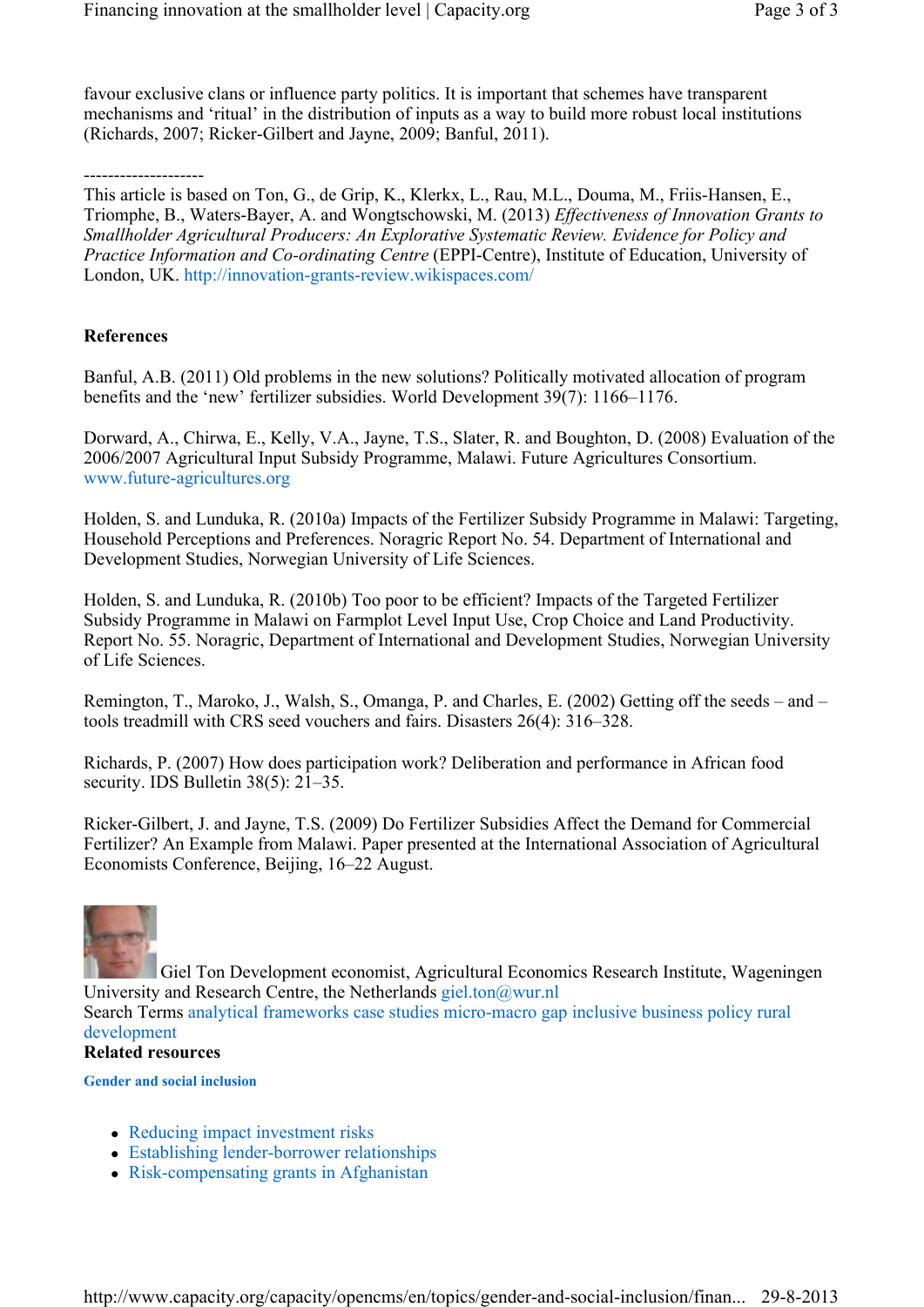favour exclusive clans or influence party politics. It is important that schemes have transparent mechanisms and 'ritual' in the distribution of inputs as a way to build more robust local institutions (Richards, 2007; Ricker-Gilbert and Jayne, 2009; Banful, 2011).

--------------------

This article is based on Ton, G., de Grip, K., Klerkx, L., Rau, M.L., Douma, M., Friis-Hansen, E., Triomphe, B., Waters-Bayer, A. and Wongtschowski, M. (2013) *Effectiveness of Innovation Grants to Smallholder Agricultural Producers: An Explorative Systematic Review. Evidence for Policy and Practice Information and Co-ordinating Centre* (EPPI-Centre), Institute of Education, University of London, UK. http://innovation-grants-review.wikispaces.com/

**References**

Banful, A.B. (2011) Old problems in the new solutions? Politically motivated allocation of program benefits and the 'new' fertilizer subsidies. World Development 39(7): 1166–1176.

Dorward, A., Chirwa, E., Kelly, V.A., Jayne, T.S., Slater, R. and Boughton, D. (2008) Evaluation of the 2006/2007 Agricultural Input Subsidy Programme, Malawi. Future Agricultures Consortium. www.future-agricultures.org

Holden, S. and Lunduka, R. (2010a) Impacts of the Fertilizer Subsidy Programme in Malawi: Targeting, Household Perceptions and Preferences. Noragric Report No. 54. Department of International and Development Studies, Norwegian University of Life Sciences.

Holden, S. and Lunduka, R. (2010b) Too poor to be efficient? Impacts of the Targeted Fertilizer Subsidy Programme in Malawi on Farmplot Level Input Use, Crop Choice and Land Productivity. Report No. 55. Noragric, Department of International and Development Studies, Norwegian University of Life Sciences.

Remington, T., Maroko, J., Walsh, S., Omanga, P. and Charles, E. (2002) Getting off the seeds – and – tools treadmill with CRS seed vouchers and fairs. Disasters 26(4): 316–328.

Richards, P. (2007) How does participation work? Deliberation and performance in African food security. IDS Bulletin 38(5): 21–35.

Ricker-Gilbert, J. and Jayne, T.S. (2009) Do Fertilizer Subsidies Affect the Demand for Commercial Fertilizer? An Example from Malawi. Paper presented at the International Association of Agricultural Economists Conference, Beijing, 16–22 August.

Giel Ton Development economist, Agricultural Economics Research Institute, Wageningen University and Research Centre, the Netherlands giel.ton@wur.nl

Search Terms analytical frameworks case studies micro-macro gap inclusive business policy rural development

**Related resources**

**Gender and social inclusion**

- Reducing impact investment risks
- Establishing lender-borrower relationships
- Risk-compensating grants in Afghanistan